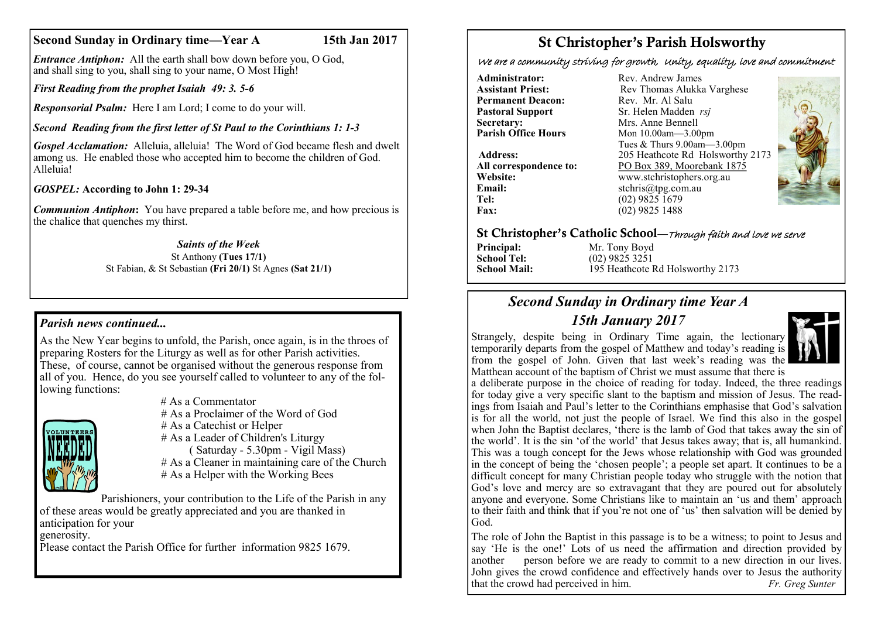## Second Sunday in Ordinary time—Year A 15th Jan 2017

***Entrance Antiphon:*** All the earth shall bow down before you, O God, and shall sing to you, shall sing to your name, O Most High!

***First Reading from the prophet Isaiah 49: 3. 5-6***

***Responsorial Psalm:*** Here I am Lord; I come to do your will.

***Second Reading from the first letter of St Paul to the Corinthians 1: 1-3***

***Gospel Acclamation:*** Alleluia, alleluia! The Word of God became flesh and dwelt among us. He enabled those who accepted him to become the children of God. Alleluia!

***GOSPEL:* According to John 1: 29-34**

***Communion Antiphon*:** You have prepared a table before me, and how precious is the chalice that quenches my thirst.

***Saints of the Week***

St Anthony **(Tues 17/1)**
St Fabian, & St Sebastian **(Fri 20/1)** St Agnes **(Sat 21/1)**

## *Parish news continued...*

As the New Year begins to unfold, the Parish, once again, is in the throes of preparing Rosters for the Liturgy as well as for other Parish activities. These, of course, cannot be organised without the generous response from all of you. Hence, do you see yourself called to volunteer to any of the following functions:

# As a Commentator
# As a Proclaimer of the Word of God
# As a Catechist or Helper
# As a Leader of Children's Liturgy
( Saturday - 5.30pm - Vigil Mass)
# As a Cleaner in maintaining care of the Church
# As a Helper with the Working Bees

Parishioners, your contribution to the Life of the Parish in any of these areas would be greatly appreciated and you are thanked in anticipation for your generosity.

Please contact the Parish Office for further information 9825 1679.

# St Christopher's Parish Holsworthy

*We are a community striving for growth, Unity, equality, love and commitment*

**Administrator:** Rev. Andrew James
**Assistant Priest:** Rev Thomas Alukka Varghese
**Permanent Deacon:** Rev. Mr. Al Salu
**Pastoral Support** Sr. Helen Madden *rsj*
**Secretary:** Mrs. Anne Bennell
**Parish Office Hours** Mon 10.00am—3.00pm
Tues & Thurs 9.00am—3.00pm
**Address:** 205 Heathcote Rd Holsworthy 2173
**All correspondence to:** PO Box 389, Moorebank 1875
**Website:** www.stchristophers.org.au
**Email:** stchris@tpg.com.au
**Tel:** (02) 9825 1679
**Fax:** (02) 9825 1488

## St Christopher's Catholic School—*Through faith and love we serve*

**Principal:** Mr. Tony Boyd
**School Tel:** (02) 9825 3251
**School Mail:** 195 Heathcote Rd Holsworthy 2173

## *Second Sunday in Ordinary time Year A*
## *15th January 2017*

Strangely, despite being in Ordinary Time again, the lectionary temporarily departs from the gospel of Matthew and today's reading is from the gospel of John. Given that last week's reading was the Matthean account of the baptism of Christ we must assume that there is a deliberate purpose in the choice of reading for today. Indeed, the three readings for today give a very specific slant to the baptism and mission of Jesus. The readings from Isaiah and Paul's letter to the Corinthians emphasise that God's salvation is for all the world, not just the people of Israel. We find this also in the gospel when John the Baptist declares, 'there is the lamb of God that takes away the sin of the world'. It is the sin 'of the world' that Jesus takes away; that is, all humankind. This was a tough concept for the Jews whose relationship with God was grounded in the concept of being the 'chosen people'; a people set apart. It continues to be a difficult concept for many Christian people today who struggle with the notion that God's love and mercy are so extravagant that they are poured out for absolutely anyone and everyone. Some Christians like to maintain an 'us and them' approach to their faith and think that if you're not one of 'us' then salvation will be denied by God.

The role of John the Baptist in this passage is to be a witness; to point to Jesus and say 'He is the one!' Lots of us need the affirmation and direction provided by another person before we are ready to commit to a new direction in our lives. John gives the crowd confidence and effectively hands over to Jesus the authority that the crowd had perceived in him. *Fr. Greg Sunter*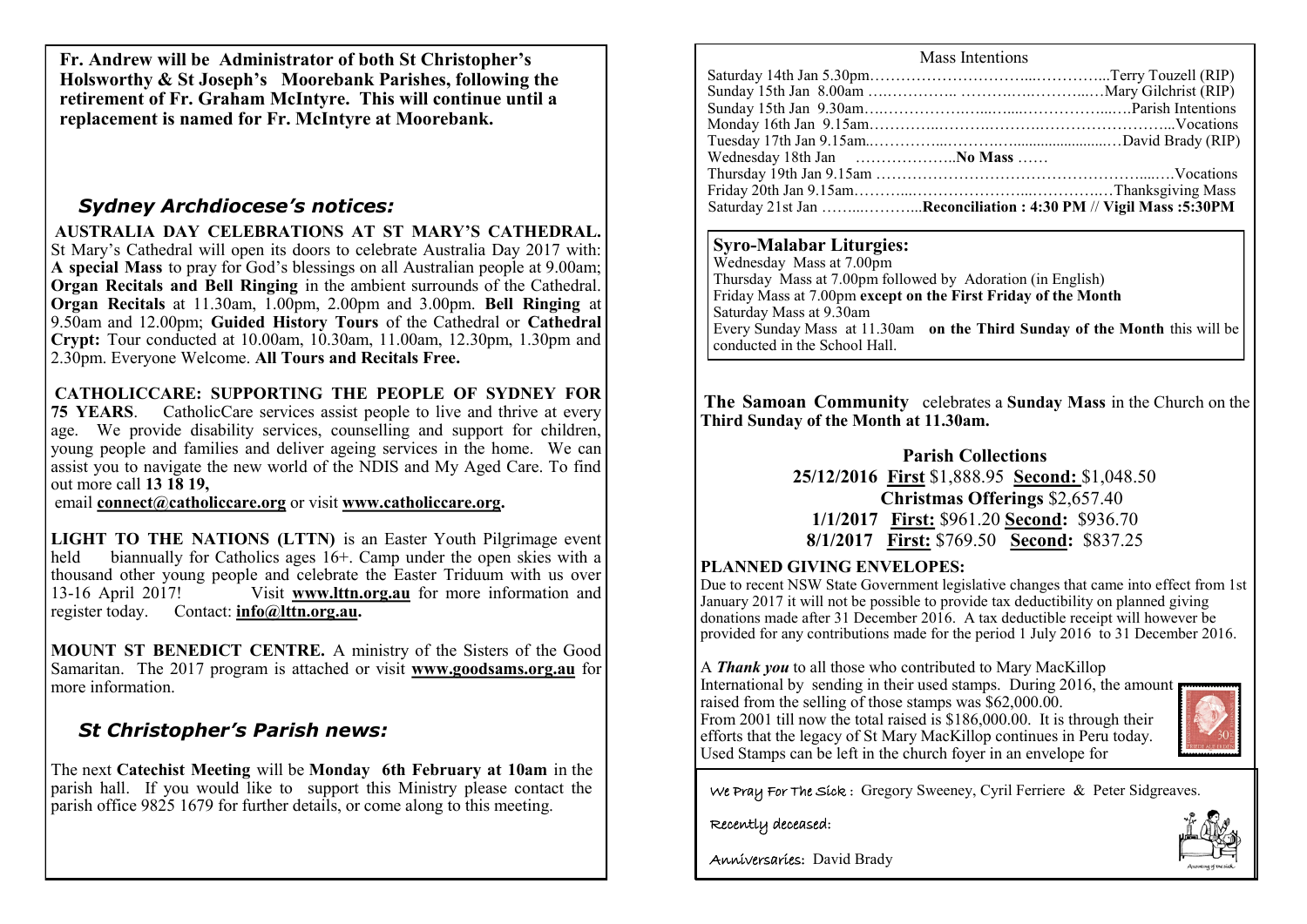**Fr. Andrew will be Administrator of both St Christopher's Holsworthy & St Joseph's Moorebank Parishes, following the retirement of Fr. Graham McIntyre. This will continue until a replacement is named for Fr. McIntyre at Moorebank.**

## *Sydney Archdiocese's notices:*

**AUSTRALIA DAY CELEBRATIONS AT ST MARY'S CATHEDRAL.** St Mary's Cathedral will open its doors to celebrate Australia Day 2017 with: **A special Mass** to pray for God's blessings on all Australian people at 9.00am; **Organ Recitals and Bell Ringing** in the ambient surrounds of the Cathedral. **Organ Recitals** at 11.30am, 1.00pm, 2.00pm and 3.00pm. **Bell Ringing** at 9.50am and 12.00pm; **Guided History Tours** of the Cathedral or **Cathedral Crypt:** Tour conducted at 10.00am, 10.30am, 11.00am, 12.30pm, 1.30pm and 2.30pm. Everyone Welcome. **All Tours and Recitals Free.**

**CATHOLICCARE: SUPPORTING THE PEOPLE OF SYDNEY FOR 75 YEARS**. CatholicCare services assist people to live and thrive at every age. We provide disability services, counselling and support for children, young people and families and deliver ageing services in the home. We can assist you to navigate the new world of the NDIS and My Aged Care. To find out more call **13 18 19,**
email **connect@catholiccare.org** or visit **www.catholiccare.org.**

**LIGHT TO THE NATIONS (LTTN)** is an Easter Youth Pilgrimage event held biannually for Catholics ages 16+. Camp under the open skies with a thousand other young people and celebrate the Easter Triduum with us over 13-16 April 2017! Visit **www.lttn.org.au** for more information and register today. Contact: **info@lttn.org.au.**

**MOUNT ST BENEDICT CENTRE.** A ministry of the Sisters of the Good Samaritan. The 2017 program is attached or visit **www.goodsams.org.au** for more information.

## *St Christopher's Parish news:*

The next **Catechist Meeting** will be **Monday 6th February at 10am** in the parish hall. If you would like to support this Ministry please contact the parish office 9825 1679 for further details, or come along to this meeting.

### Mass Intentions

| | |
|---|---|
| Saturday 14th Jan 5.30pm | Terry Touzell (RIP) |
| Sunday 15th Jan 8.00am | Mary Gilchrist (RIP) |
| Sunday 15th Jan 9.30am | Parish Intentions |
| Monday 16th Jan 9.15am | Vocations |
| Tuesday 17th Jan 9.15am | David Brady (RIP) |
| Wednesday 18th Jan | **No Mass** |
| Thursday 19th Jan 9.15am | Vocations |
| Friday 20th Jan 9.15am | Thanksgiving Mass |
| Saturday 21st Jan | **Reconciliation : 4:30 PM** // **Vigil Mass :5:30PM** |

**Syro-Malabar Liturgies:**
Wednesday Mass at 7.00pm
Thursday Mass at 7.00pm followed by Adoration (in English)
Friday Mass at 7.00pm **except on the First Friday of the Month**
Saturday Mass at 9.30am
Every Sunday Mass at 11.30am **on the Third Sunday of the Month** this will be conducted in the School Hall.

**The Samoan Community** celebrates a **Sunday Mass** in the Church on the **Third Sunday of the Month at 11.30am.**

**Parish Collections**
**25/12/2016 First** $1,888.95 **Second:** $1,048.50
**Christmas Offerings** $2,657.40
**1/1/2017 First:** $961.20 **Second:** $936.70
**8/1/2017 First:** $769.50 **Second:** $837.25

**PLANNED GIVING ENVELOPES:**
Due to recent NSW State Government legislative changes that came into effect from 1st January 2017 it will not be possible to provide tax deductibility on planned giving donations made after 31 December 2016. A tax deductible receipt will however be provided for any contributions made for the period 1 July 2016 to 31 December 2016.

A ***Thank you*** to all those who contributed to Mary MacKillop International by sending in their used stamps. During 2016, the amount raised from the selling of those stamps was $62,000.00. From 2001 till now the total raised is $186,000.00. It is through their efforts that the legacy of St Mary MacKillop continues in Peru today. Used Stamps can be left in the church foyer in an envelope for

We Pray For The Sick : Gregory Sweeney, Cyril Ferriere & Peter Sidgreaves.

Recently deceased:

Anniversaries: David Brady